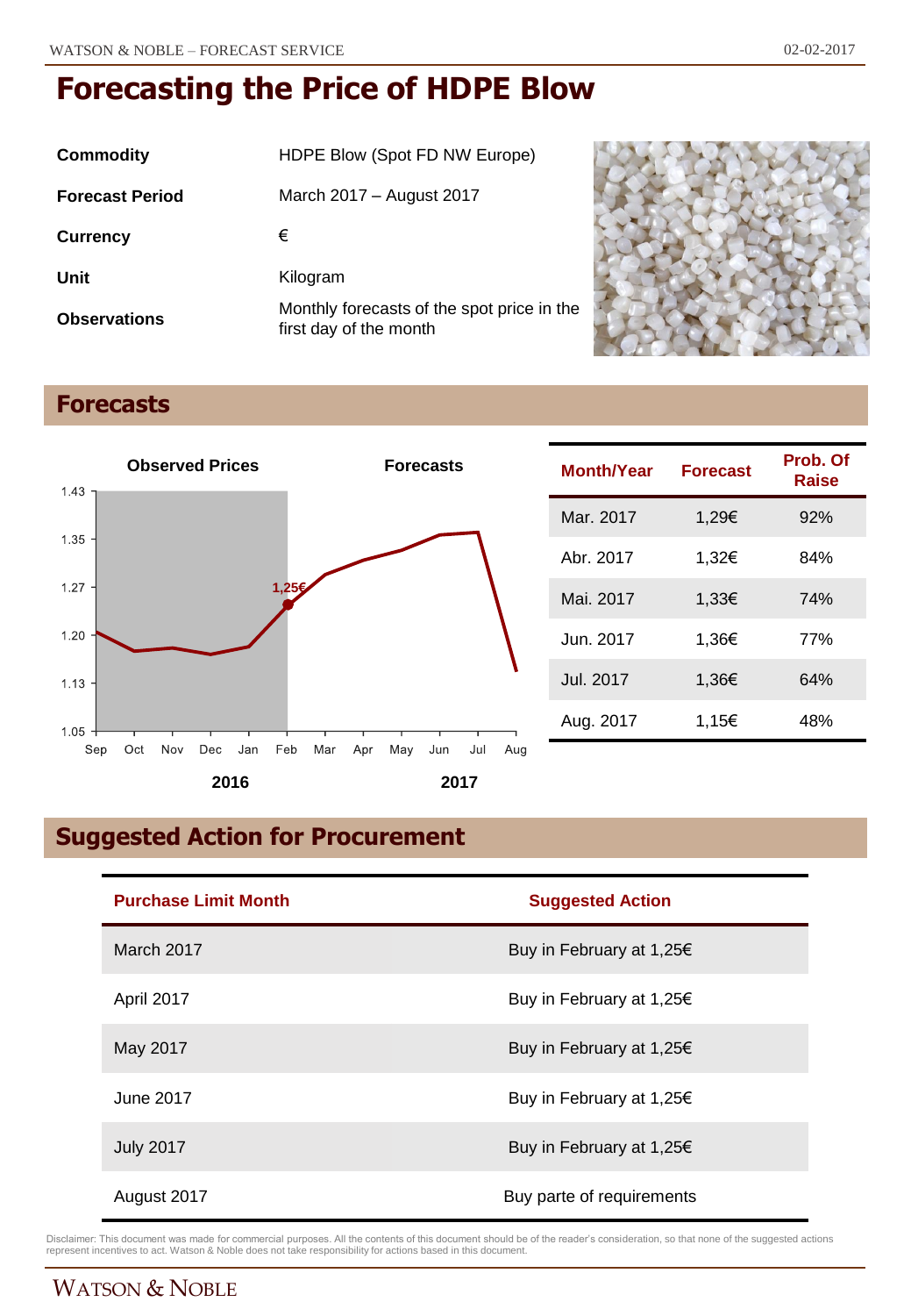# Forecasting the Price of HDPE Blow

| | |
|---|---|
| **Commodity** | HDPE Blow (Spot FD NW Europe) |
| **Forecast Period** | March 2017 – August 2017 |
| **Currency** | € |
| **Unit** | Kilogram |
| **Observations** | Monthly forecasts of the spot price in the first day of the month |

## Forecasts

| Month/Year | Forecast | Prob. Of Raise |
|---|---|---|
| Mar. 2017 | 1,29€ | 92% |
| Abr. 2017 | 1,32€ | 84% |
| Mai. 2017 | 1,33€ | 74% |
| Jun. 2017 | 1,36€ | 77% |
| Jul. 2017 | 1,36€ | 64% |
| Aug. 2017 | 1,15€ | 48% |

## Suggested Action for Procurement

| Purchase Limit Month | Suggested Action |
|---|---|
| March 2017 | Buy in February at 1,25€ |
| April 2017 | Buy in February at 1,25€ |
| May 2017 | Buy in February at 1,25€ |
| June 2017 | Buy in February at 1,25€ |
| July 2017 | Buy in February at 1,25€ |
| August 2017 | Buy parte of requirements |

Disclaimer: This document was made for commercial purposes. All the contents of this document should be of the reader's consideration, so that none of the suggested actions represent incentives to act. Watson & Noble does not take responsibility for actions based in this document.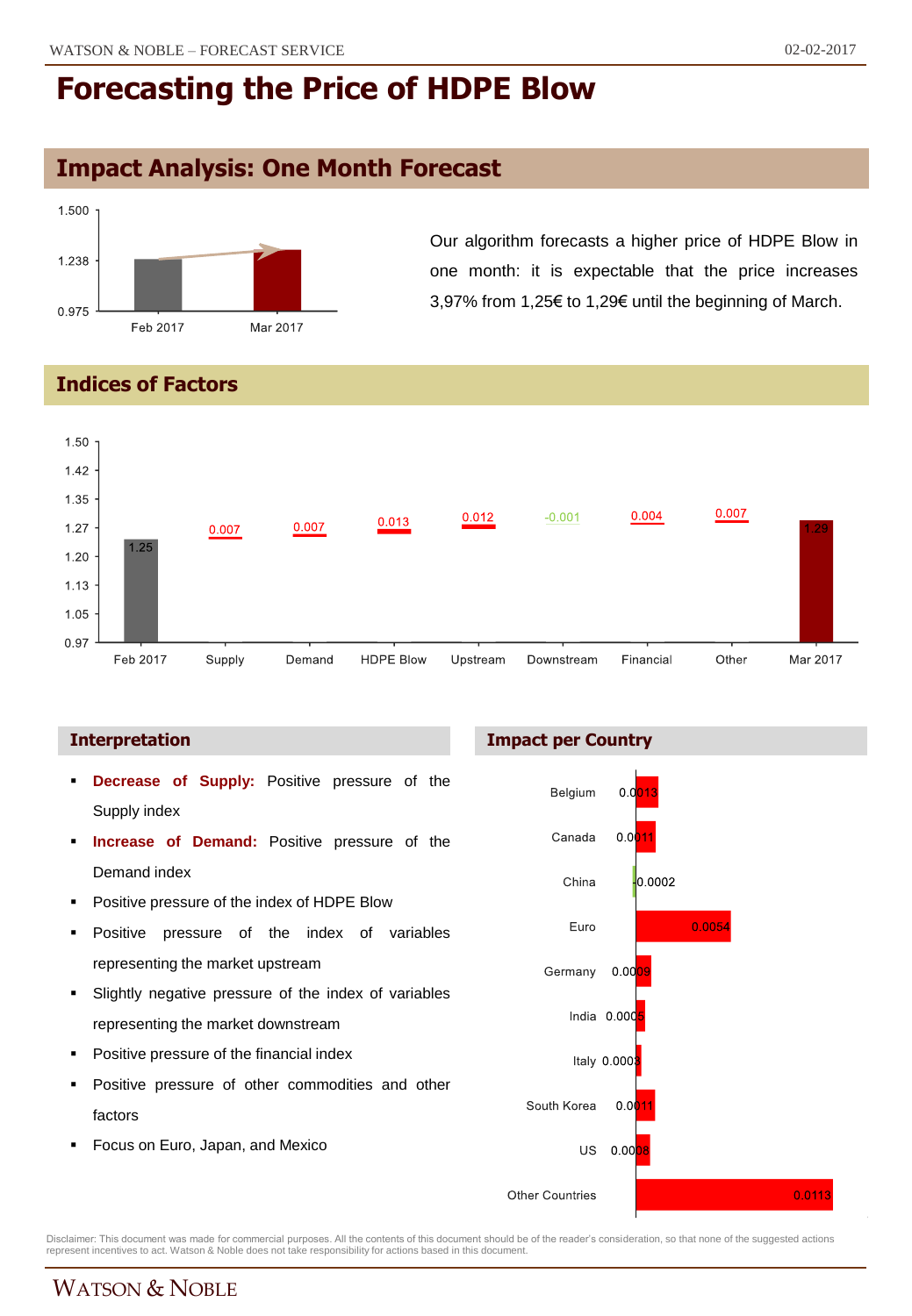# Forecasting the Price of HDPE Blow

## Impact Analysis: One Month Forecast

1.500
1.238
0.975
Feb 2017
Mar 2017

Our algorithm forecasts a higher price of HDPE Blow in one month: it is expectable that the price increases 3,97% from 1,25€ to 1,29€ until the beginning of March.

## Indices of Factors

1.50
1.42
1.35
1.27
1.20
1.13
1.05
0.97

1.25
0.007
0.007
0.013
0.012
-0.001
0.004
0.007
1.29

Feb 2017
Supply
Demand
HDPE Blow
Upstream
Downstream
Financial
Other
Mar 2017

### Interpretation

- **Decrease of Supply:** Positive pressure of the Supply index
- **Increase of Demand:** Positive pressure of the Demand index
- Positive pressure of the index of HDPE Blow
- Positive pressure of the index of variables representing the market upstream
- Slightly negative pressure of the index of variables representing the market downstream
- Positive pressure of the financial index
- Positive pressure of other commodities and other factors
- Focus on Euro, Japan, and Mexico

### Impact per Country

Belgium 0.0013
Canada 0.0011
China -0.0002
Euro 0.0054
Germany 0.0009
India 0.0005
Italy 0.0003
South Korea 0.0011
US 0.0008
Other Countries 0.0113

Disclaimer: This document was made for commercial purposes. All the contents of this document should be of the reader's consideration, so that none of the suggested actions represent incentives to act. Watson & Noble does not take responsibility for actions based in this document.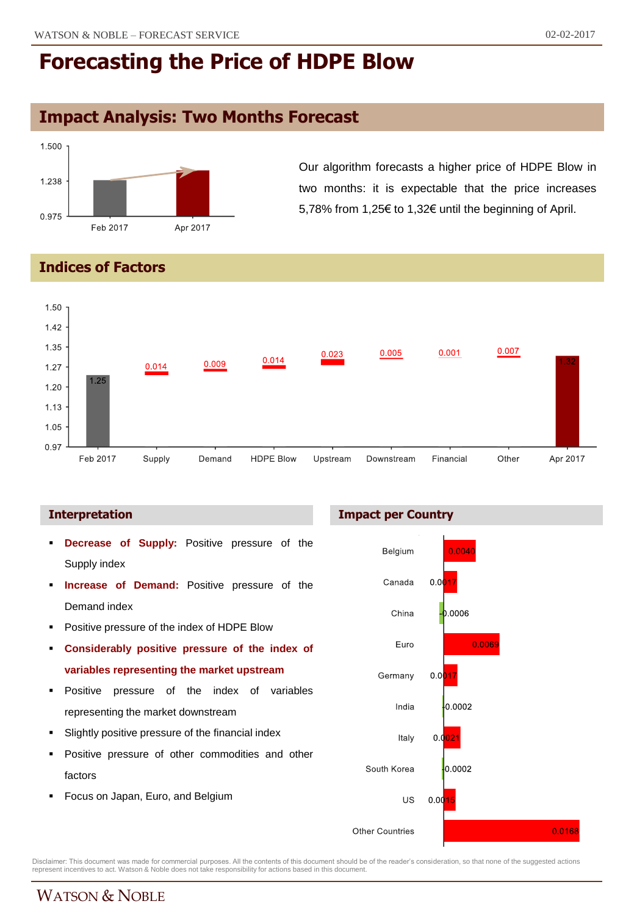# Forecasting the Price of HDPE Blow

## Impact Analysis: Two Months Forecast

| | Price |
|---|---|
| Feb 2017 | 1.25 |
| Apr 2017 | 1.32 |

Our algorithm forecasts a higher price of HDPE Blow in two months: it is expectable that the price increases 5,78% from 1,25€ to 1,32€ until the beginning of April.

## Indices of Factors

| Feb 2017 | Supply | Demand | HDPE Blow | Upstream | Downstream | Financial | Other | Apr 2017 |
|---|---|---|---|---|---|---|---|---|
| 1.25 | 0.014 | 0.009 | 0.014 | 0.023 | 0.005 | 0.001 | 0.007 | 1.32 |

### Interpretation

- **Decrease of Supply:** Positive pressure of the Supply index
- **Increase of Demand:** Positive pressure of the Demand index
- Positive pressure of the index of HDPE Blow
- **Considerably positive pressure of the index of variables representing the market upstream**
- Positive pressure of the index of variables representing the market downstream
- Slightly positive pressure of the financial index
- Positive pressure of other commodities and other factors
- Focus on Japan, Euro, and Belgium

### Impact per Country

| Country | Impact |
|---|---|
| Belgium | 0.0040 |
| Canada | 0.0017 |
| China | -0.0006 |
| Euro | 0.0069 |
| Germany | 0.0017 |
| India | -0.0002 |
| Italy | 0.0021 |
| South Korea | -0.0002 |
| US | 0.0015 |
| Other Countries | 0.0168 |

Disclaimer: This document was made for commercial purposes. All the contents of this document should be of the reader's consideration, so that none of the suggested actions represent incentives to act. Watson & Noble does not take responsibility for actions based in this document.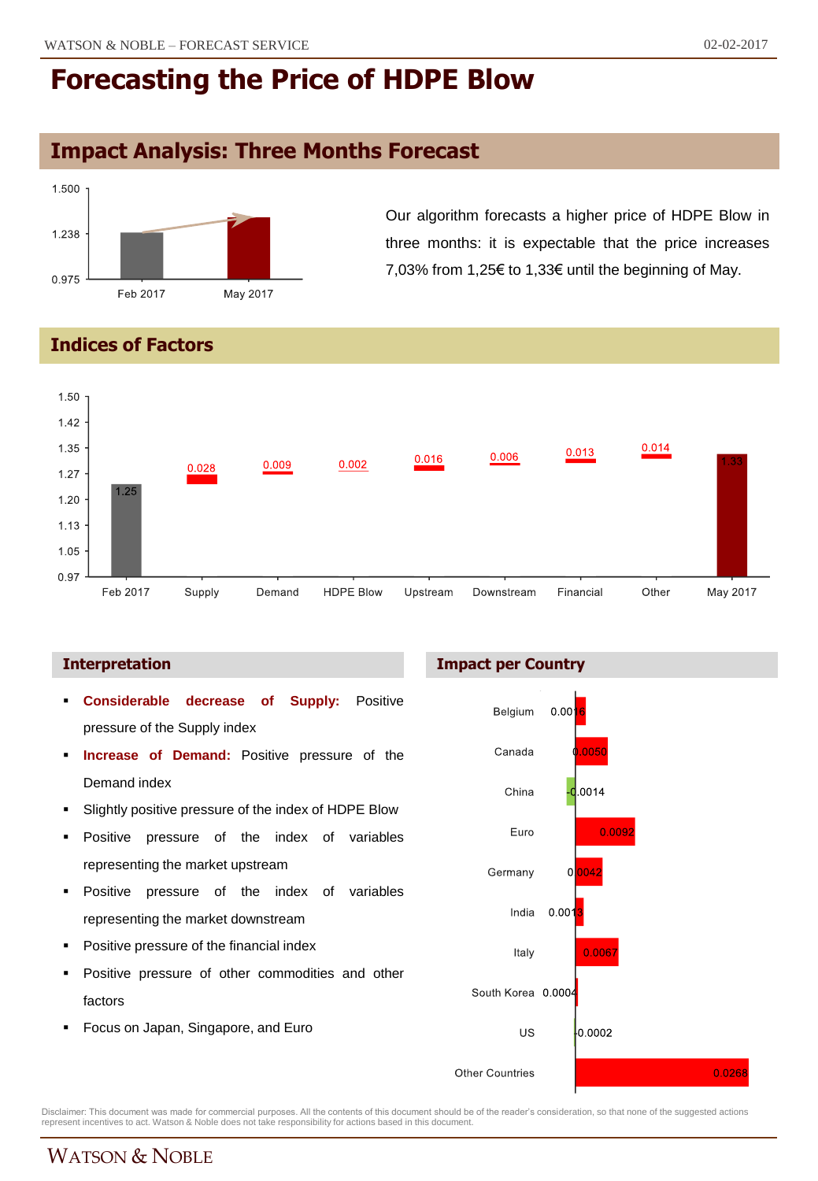# Forecasting the Price of HDPE Blow

## Impact Analysis: Three Months Forecast

1.500
1.238
0.975
Feb 2017
May 2017

Our algorithm forecasts a higher price of HDPE Blow in three months: it is expectable that the price increases 7,03% from 1,25€ to 1,33€ until the beginning of May.

## Indices of Factors

1.50
1.42
1.35
1.27
1.20
1.13
1.05
0.97

1.25
0.028
0.009
0.002
0.016
0.006
0.013
0.014
1.33

Feb 2017 Supply Demand HDPE Blow Upstream Downstream Financial Other May 2017

### Interpretation

- **Considerable decrease of Supply:** Positive pressure of the Supply index
- **Increase of Demand:** Positive pressure of the Demand index
- Slightly positive pressure of the index of HDPE Blow
- Positive pressure of the index of variables representing the market upstream
- Positive pressure of the index of variables representing the market downstream
- Positive pressure of the financial index
- Positive pressure of other commodities and other factors
- Focus on Japan, Singapore, and Euro

### Impact per Country

Belgium 0.0016
Canada 0.0050
China -0.0014
Euro 0.0092
Germany 0.0042
India 0.0013
Italy 0.0067
South Korea 0.0004
US -0.0002
Other Countries 0.0268

Disclaimer: This document was made for commercial purposes. All the contents of this document should be of the reader's consideration, so that none of the suggested actions represent incentives to act. Watson & Noble does not take responsibility for actions based in this document.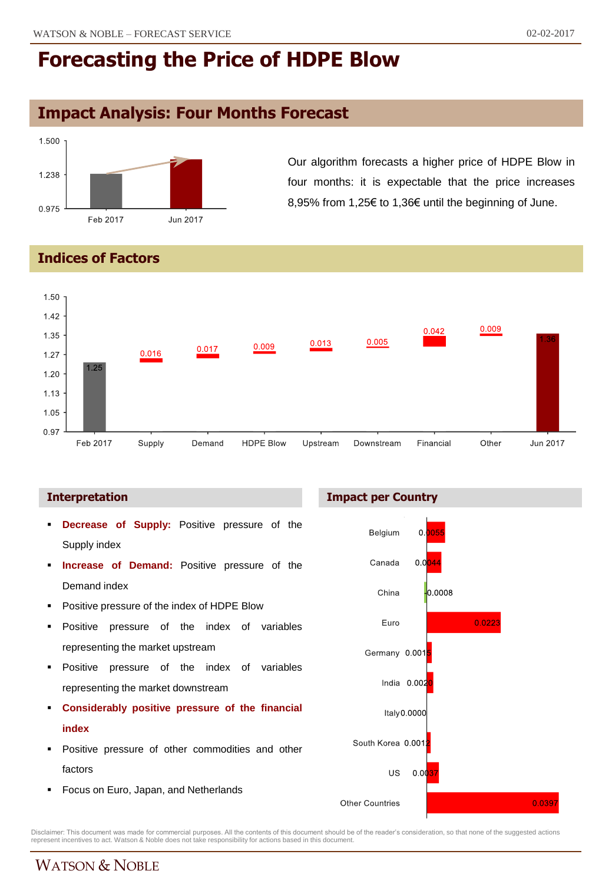# Forecasting the Price of HDPE Blow

## Impact Analysis: Four Months Forecast

1.500
1.238
0.975
Feb 2017
Jun 2017

Our algorithm forecasts a higher price of HDPE Blow in four months: it is expectable that the price increases 8,95% from 1,25€ to 1,36€ until the beginning of June.

## Indices of Factors

1.50
1.42
1.35
1.27
1.20
1.13
1.05
0.97

1.25
0.016
0.017
0.009
0.013
0.005
0.042
0.009
1.36

Feb 2017
Supply
Demand
HDPE Blow
Upstream
Downstream
Financial
Other
Jun 2017

### Interpretation

- **Decrease of Supply:** Positive pressure of the Supply index
- **Increase of Demand:** Positive pressure of the Demand index
- Positive pressure of the index of HDPE Blow
- Positive pressure of the index of variables representing the market upstream
- Positive pressure of the index of variables representing the market downstream
- **Considerably positive pressure of the financial index**
- Positive pressure of other commodities and other factors
- Focus on Euro, Japan, and Netherlands

### Impact per Country

Belgium 0.0055
Canada 0.0044
China -0.0008
Euro 0.0223
Germany 0.0015
India 0.0020
Italy 0.0000
South Korea 0.0012
US 0.0037
Other Countries 0.0397

Disclaimer: This document was made for commercial purposes. All the contents of this document should be of the reader's consideration, so that none of the suggested actions represent incentives to act. Watson & Noble does not take responsibility for actions based in this document.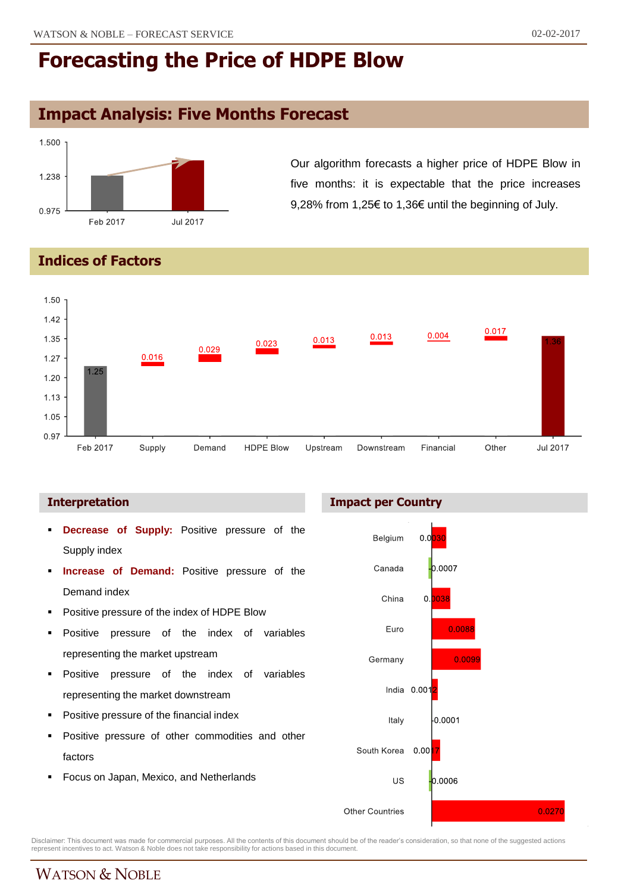# Forecasting the Price of HDPE Blow

## Impact Analysis: Five Months Forecast

1.500
1.238
0.975
Feb 2017
Jul 2017

Our algorithm forecasts a higher price of HDPE Blow in five months: it is expectable that the price increases 9,28% from 1,25€ to 1,36€ until the beginning of July.

## Indices of Factors

1.50
1.42
1.35
1.27
1.20
1.13
1.05
0.97

1.25
0.016
0.029
0.023
0.013
0.013
0.004
0.017
1.36

Feb 2017 Supply Demand HDPE Blow Upstream Downstream Financial Other Jul 2017

### Interpretation

- **Decrease of Supply:** Positive pressure of the Supply index
- **Increase of Demand:** Positive pressure of the Demand index
- Positive pressure of the index of HDPE Blow
- Positive pressure of the index of variables representing the market upstream
- Positive pressure of the index of variables representing the market downstream
- Positive pressure of the financial index
- Positive pressure of other commodities and other factors
- Focus on Japan, Mexico, and Netherlands

### Impact per Country

Belgium 0.0030
Canada -0.0007
China 0.0038
Euro 0.0088
Germany 0.0099
India 0.0012
Italy -0.0001
South Korea 0.0017
US -0.0006
Other Countries 0.0270

Disclaimer: This document was made for commercial purposes. All the contents of this document should be of the reader's consideration, so that none of the suggested actions represent incentives to act. Watson & Noble does not take responsibility for actions based in this document.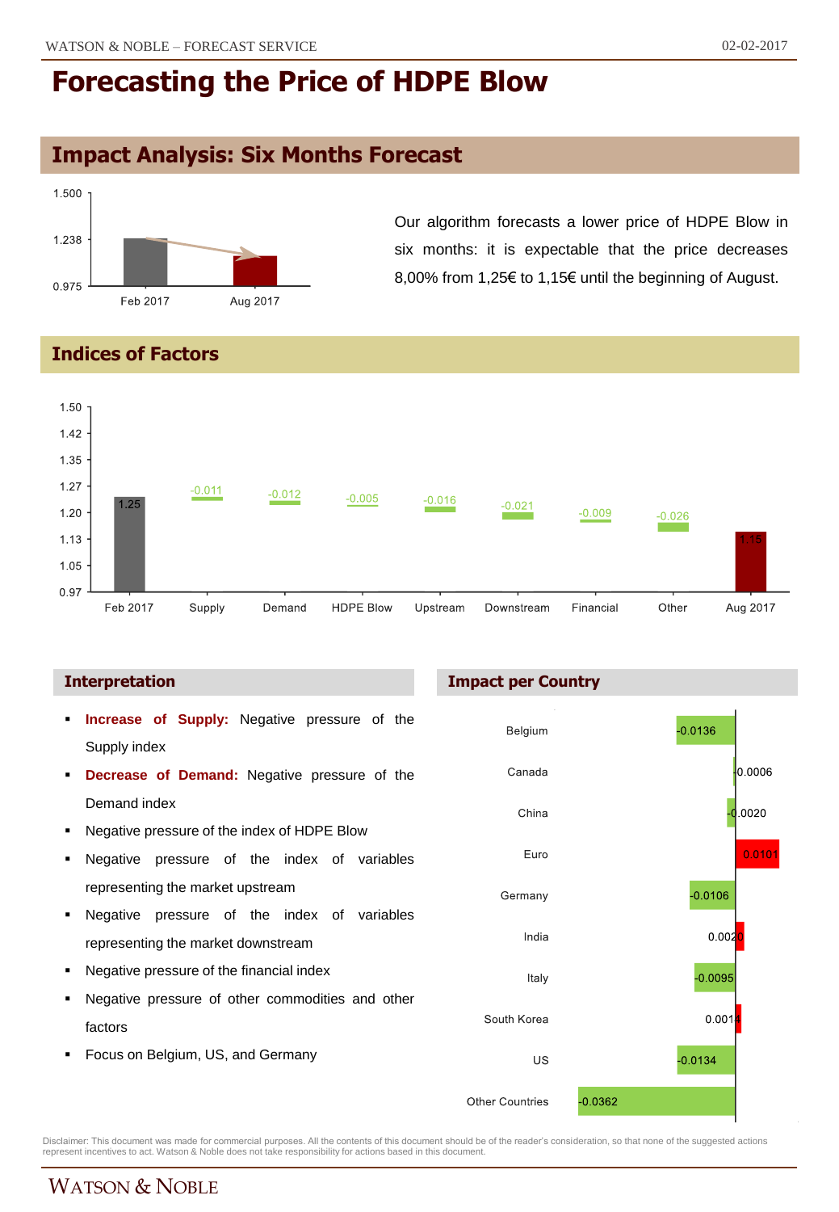# Forecasting the Price of HDPE Blow

## Impact Analysis: Six Months Forecast

1.500
1.238
0.975
Feb 2017
Aug 2017

Our algorithm forecasts a lower price of HDPE Blow in six months: it is expectable that the price decreases 8,00% from 1,25€ to 1,15€ until the beginning of August.

## Indices of Factors

1.50
1.42
1.35
1.27
1.20
1.13
1.05
0.97

1.25
-0.011
-0.012
-0.005
-0.016
-0.021
-0.009
-0.026
1.15

Feb 2017
Supply
Demand
HDPE Blow
Upstream
Downstream
Financial
Other
Aug 2017

### Interpretation

- **Increase of Supply:** Negative pressure of the Supply index
- **Decrease of Demand:** Negative pressure of the Demand index
- Negative pressure of the index of HDPE Blow
- Negative pressure of the index of variables representing the market upstream
- Negative pressure of the index of variables representing the market downstream
- Negative pressure of the financial index
- Negative pressure of other commodities and other factors
- Focus on Belgium, US, and Germany

### Impact per Country

Belgium -0.0136
Canada -0.0006
China -0.0020
Euro 0.0101
Germany -0.0106
India 0.0020
Italy -0.0095
South Korea 0.0014
US -0.0134
Other Countries -0.0362

Disclaimer: This document was made for commercial purposes. All the contents of this document should be of the reader's consideration, so that none of the suggested actions represent incentives to act. Watson & Noble does not take responsibility for actions based in this document.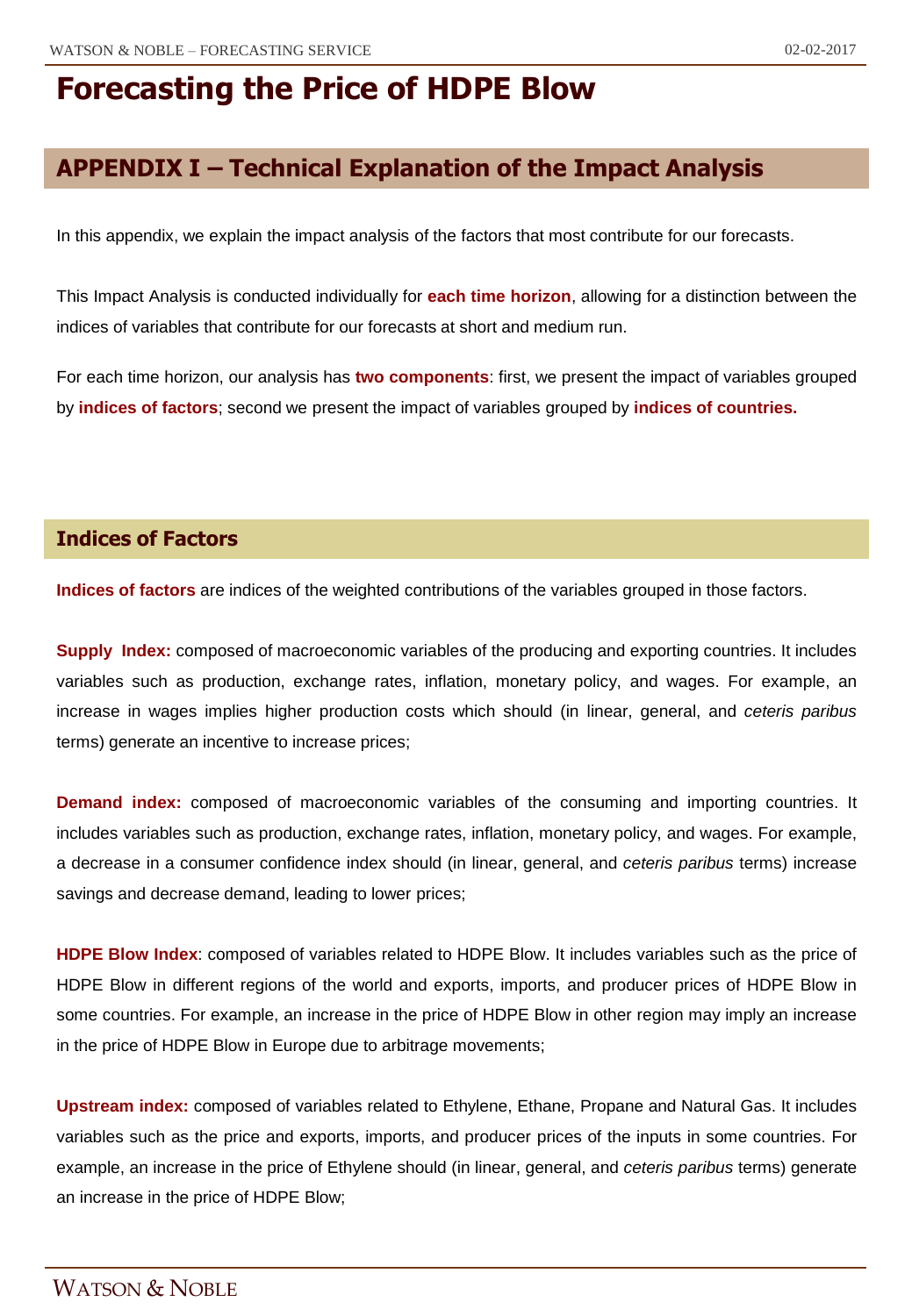# Forecasting the Price of HDPE Blow

## APPENDIX I – Technical Explanation of the Impact Analysis

In this appendix, we explain the impact analysis of the factors that most contribute for our forecasts.

This Impact Analysis is conducted individually for **each time horizon**, allowing for a distinction between the indices of variables that contribute for our forecasts at short and medium run.

For each time horizon, our analysis has **two components**: first, we present the impact of variables grouped by **indices of factors**; second we present the impact of variables grouped by **indices of countries.**

### Indices of Factors

**Indices of factors** are indices of the weighted contributions of the variables grouped in those factors.

**Supply Index:** composed of macroeconomic variables of the producing and exporting countries. It includes variables such as production, exchange rates, inflation, monetary policy, and wages. For example, an increase in wages implies higher production costs which should (in linear, general, and *ceteris paribus* terms) generate an incentive to increase prices;

**Demand index:** composed of macroeconomic variables of the consuming and importing countries. It includes variables such as production, exchange rates, inflation, monetary policy, and wages. For example, a decrease in a consumer confidence index should (in linear, general, and *ceteris paribus* terms) increase savings and decrease demand, leading to lower prices;

**HDPE Blow Index**: composed of variables related to HDPE Blow. It includes variables such as the price of HDPE Blow in different regions of the world and exports, imports, and producer prices of HDPE Blow in some countries. For example, an increase in the price of HDPE Blow in other region may imply an increase in the price of HDPE Blow in Europe due to arbitrage movements;

**Upstream index:** composed of variables related to Ethylene, Ethane, Propane and Natural Gas. It includes variables such as the price and exports, imports, and producer prices of the inputs in some countries. For example, an increase in the price of Ethylene should (in linear, general, and *ceteris paribus* terms) generate an increase in the price of HDPE Blow;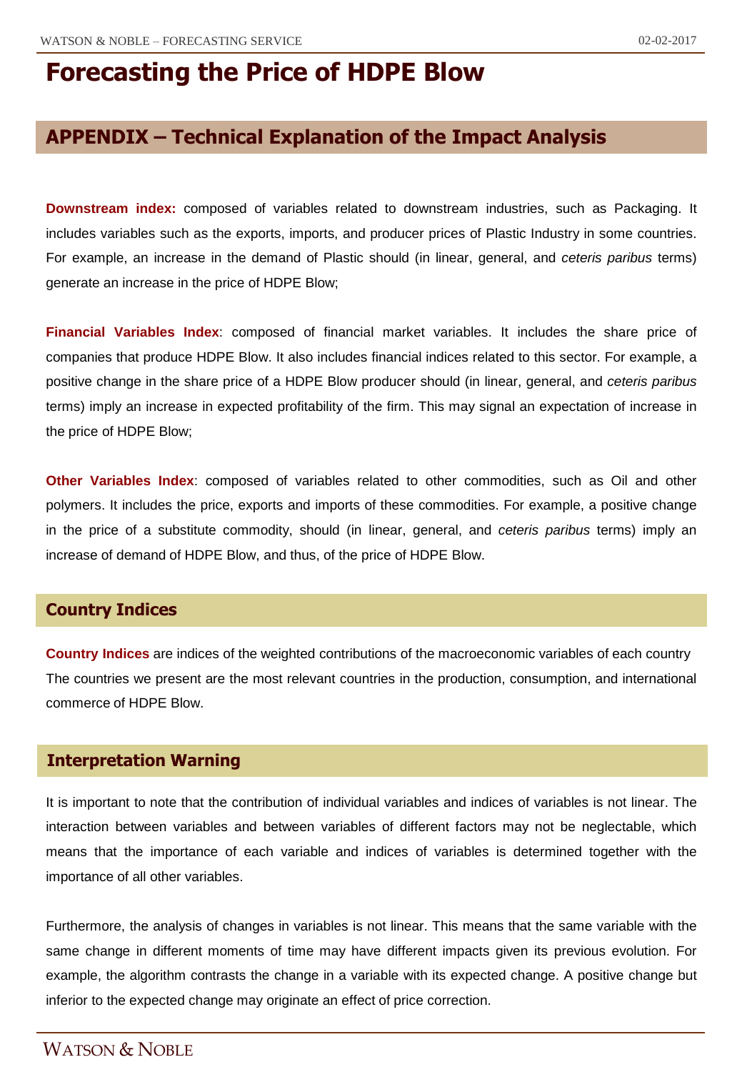# Forecasting the Price of HDPE Blow

## APPENDIX – Technical Explanation of the Impact Analysis

**Downstream index:** composed of variables related to downstream industries, such as Packaging. It includes variables such as the exports, imports, and producer prices of Plastic Industry in some countries. For example, an increase in the demand of Plastic should (in linear, general, and *ceteris paribus* terms) generate an increase in the price of HDPE Blow;

**Financial Variables Index**: composed of financial market variables. It includes the share price of companies that produce HDPE Blow. It also includes financial indices related to this sector. For example, a positive change in the share price of a HDPE Blow producer should (in linear, general, and *ceteris paribus* terms) imply an increase in expected profitability of the firm. This may signal an expectation of increase in the price of HDPE Blow;

**Other Variables Index**: composed of variables related to other commodities, such as Oil and other polymers. It includes the price, exports and imports of these commodities. For example, a positive change in the price of a substitute commodity, should (in linear, general, and *ceteris paribus* terms) imply an increase of demand of HDPE Blow, and thus, of the price of HDPE Blow.

## Country Indices

**Country Indices** are indices of the weighted contributions of the macroeconomic variables of each country The countries we present are the most relevant countries in the production, consumption, and international commerce of HDPE Blow.

## Interpretation Warning

It is important to note that the contribution of individual variables and indices of variables is not linear. The interaction between variables and between variables of different factors may not be neglectable, which means that the importance of each variable and indices of variables is determined together with the importance of all other variables.

Furthermore, the analysis of changes in variables is not linear. This means that the same variable with the same change in different moments of time may have different impacts given its previous evolution. For example, the algorithm contrasts the change in a variable with its expected change. A positive change but inferior to the expected change may originate an effect of price correction.